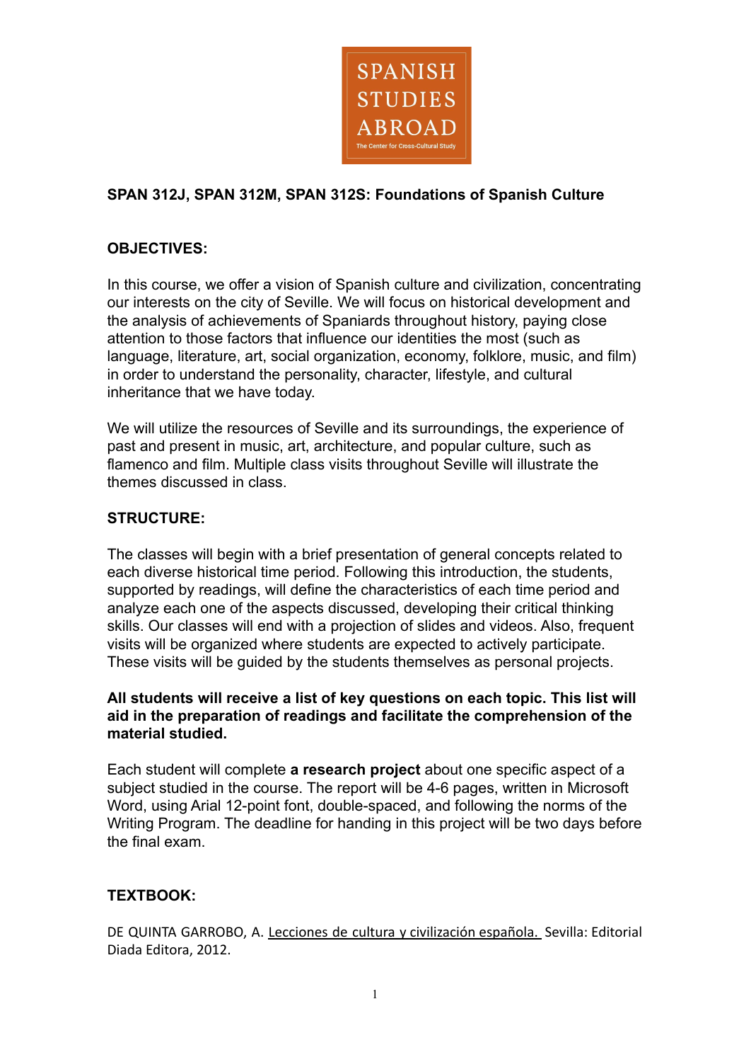SPANISH STUDIES ABROAD

The Center for Cross-Cultural Study

## SPAN 312J, SPAN 312M, SPAN 312S: Foundations of Spanish Culture

### OBJECTIVES:

In this course, we offer a vision of Spanish culture and civilization, concentrating our interests on the city of Seville. We will focus on historical development and the analysis of achievements of Spaniards throughout history, paying close attention to those factors that influence our identities the most (such as language, literature, art, social organization, economy, folklore, music, and film) in order to understand the personality, character, lifestyle, and cultural inheritance that we have today.

We will utilize the resources of Seville and its surroundings, the experience of past and present in music, art, architecture, and popular culture, such as flamenco and film. Multiple class visits throughout Seville will illustrate the themes discussed in class.

### STRUCTURE:

The classes will begin with a brief presentation of general concepts related to each diverse historical time period. Following this introduction, the students, supported by readings, will define the characteristics of each time period and analyze each one of the aspects discussed, developing their critical thinking skills. Our classes will end with a projection of slides and videos. Also, frequent visits will be organized where students are expected to actively participate. These visits will be guided by the students themselves as personal projects.

**All students will receive a list of key questions on each topic. This list will aid in the preparation of readings and facilitate the comprehension of the material studied.**

Each student will complete **a research project** about one specific aspect of a subject studied in the course. The report will be 4-6 pages, written in Microsoft Word, using Arial 12-point font, double-spaced, and following the norms of the Writing Program. The deadline for handing in this project will be two days before the final exam.

### TEXTBOOK:

DE QUINTA GARROBO, A. Lecciones de cultura y civilización española. Sevilla: Editorial Diada Editora, 2012.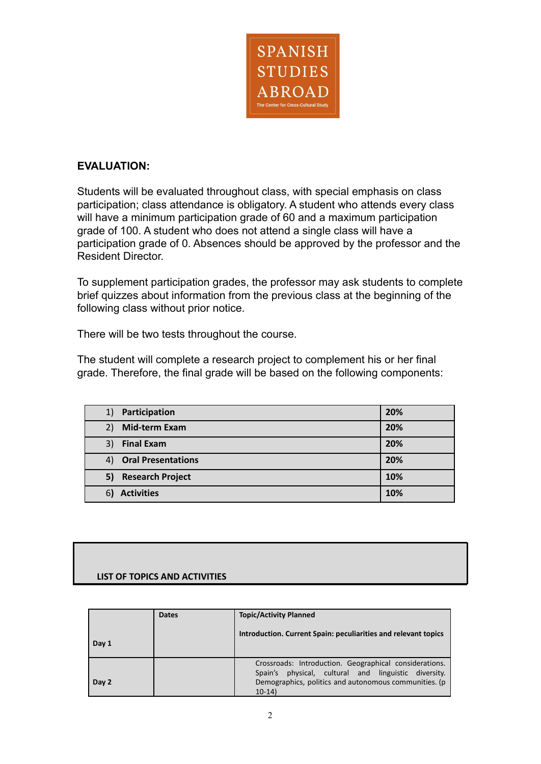## EVALUATION:

Students will be evaluated throughout class, with special emphasis on class participation; class attendance is obligatory. A student who attends every class will have a minimum participation grade of 60 and a maximum participation grade of 100. A student who does not attend a single class will have a participation grade of 0. Absences should be approved by the professor and the Resident Director.

To supplement participation grades, the professor may ask students to complete brief quizzes about information from the previous class at the beginning of the following class without prior notice.

There will be two tests throughout the course.

The student will complete a research project to complement his or her final grade. Therefore, the final grade will be based on the following components:

| Component | Weight |
| --- | --- |
| 1) **Participation** | **20%** |
| 2) **Mid-term Exam** | **20%** |
| 3) **Final Exam** | **20%** |
| 4) **Oral Presentations** | **20%** |
| **5) Research Project** | **10%** |
| 6) **Activities** | **10%** |

### LIST OF TOPICS AND ACTIVITIES

| | **Dates** | **Topic/Activity Planned** |
| --- | --- | --- |
| **Day 1** | | **Introduction. Current Spain: peculiarities and relevant topics** |
| **Day 2** | | Crossroads: Introduction. Geographical considerations. Spain's physical, cultural and linguistic diversity. Demographics, politics and autonomous communities. (p 10-14) |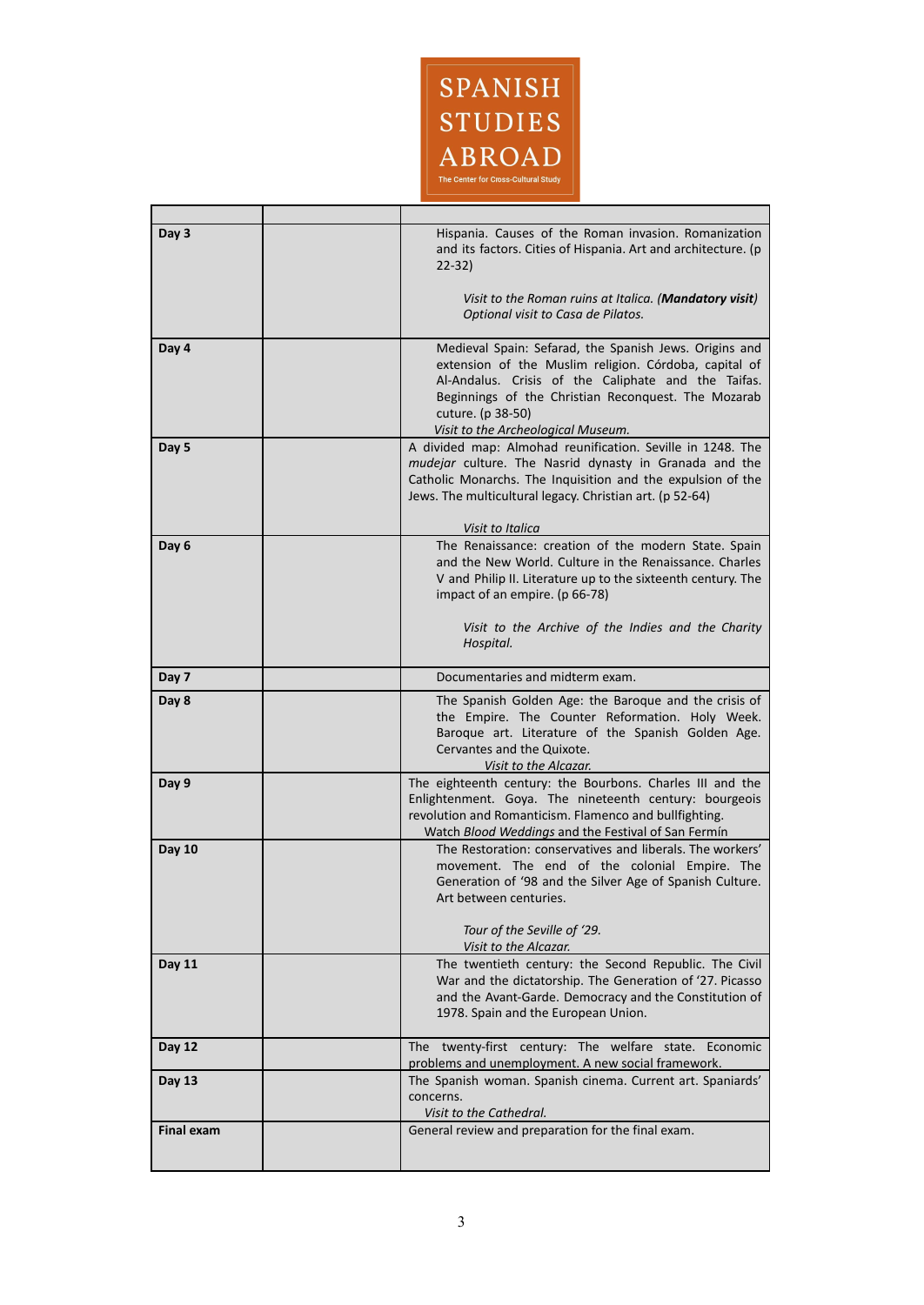SPANISH STUDIES ABROAD

The Center for Cross-Cultural Study

| | | |
|---|---|---|
| **Day 3** | | Hispania. Causes of the Roman invasion. Romanization and its factors. Cities of Hispania. Art and architecture. (p 22-32)<br><br>*Visit to the Roman ruins at Italica. (**Mandatory visit**)*<br>*Optional visit to Casa de Pilatos.* |
| **Day 4** | | Medieval Spain: Sefarad, the Spanish Jews. Origins and extension of the Muslim religion. Córdoba, capital of Al-Andalus. Crisis of the Caliphate and the Taifas. Beginnings of the Christian Reconquest. The Mozarab cuture. (p 38-50)<br>*Visit to the Archeological Museum.* |
| **Day 5** | | A divided map: Almohad reunification. Seville in 1248. The *mudejar* culture. The Nasrid dynasty in Granada and the Catholic Monarchs. The Inquisition and the expulsion of the Jews. The multicultural legacy. Christian art. (p 52-64)<br><br>*Visit to Italica* |
| **Day 6** | | The Renaissance: creation of the modern State. Spain and the New World. Culture in the Renaissance. Charles V and Philip II. Literature up to the sixteenth century. The impact of an empire. (p 66-78)<br><br>*Visit to the Archive of the Indies and the Charity Hospital.* |
| **Day 7** | | Documentaries and midterm exam. |
| **Day 8** | | The Spanish Golden Age: the Baroque and the crisis of the Empire. The Counter Reformation. Holy Week. Baroque art. Literature of the Spanish Golden Age. Cervantes and the Quixote.<br>*Visit to the Alcazar.* |
| **Day 9** | | The eighteenth century: the Bourbons. Charles III and the Enlightenment. Goya. The nineteenth century: bourgeois revolution and Romanticism. Flamenco and bullfighting.<br>Watch *Blood Weddings* and the Festival of San Fermín |
| **Day 10** | | The Restoration: conservatives and liberals. The workers' movement. The end of the colonial Empire. The Generation of '98 and the Silver Age of Spanish Culture. Art between centuries.<br><br>*Tour of the Seville of '29.*<br>*Visit to the Alcazar.* |
| **Day 11** | | The twentieth century: the Second Republic. The Civil War and the dictatorship. The Generation of '27. Picasso and the Avant-Garde. Democracy and the Constitution of 1978. Spain and the European Union. |
| **Day 12** | | The twenty-first century: The welfare state. Economic problems and unemployment. A new social framework. |
| **Day 13** | | The Spanish woman. Spanish cinema. Current art. Spaniards' concerns.<br>*Visit to the Cathedral.* |
| **Final exam** | | General review and preparation for the final exam. |